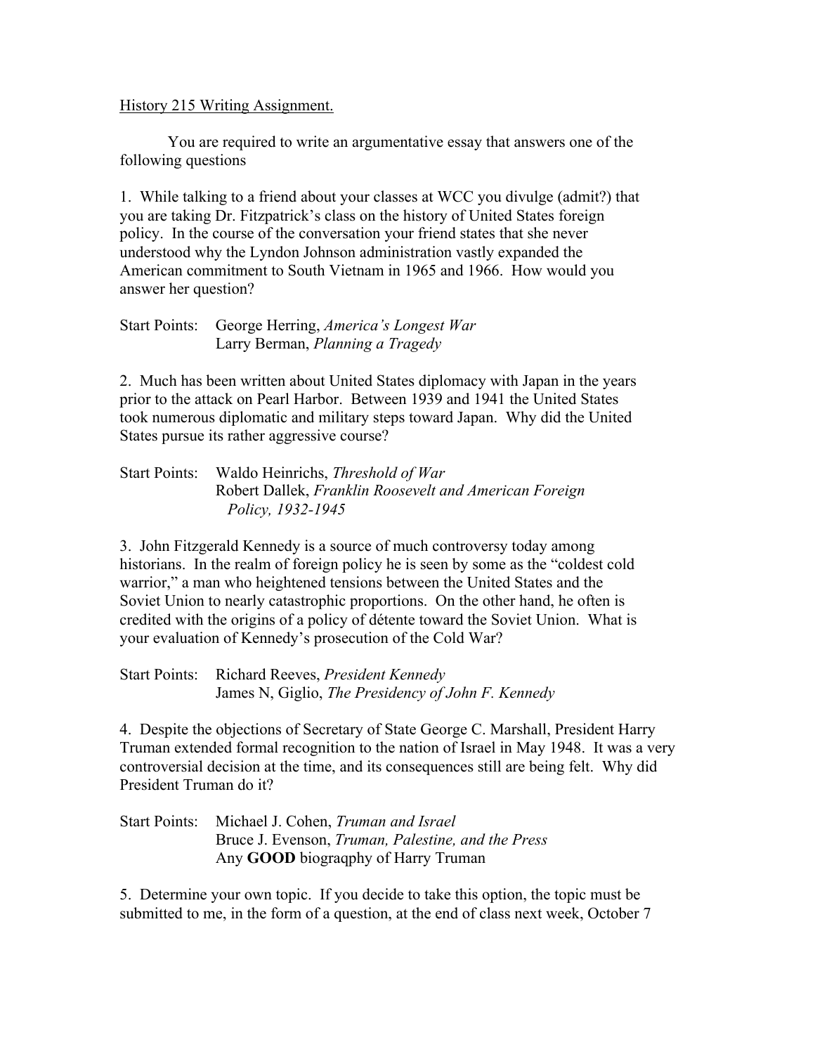History 215 Writing Assignment.

You are required to write an argumentative essay that answers one of the following questions

1. While talking to a friend about your classes at WCC you divulge (admit?) that you are taking Dr. Fitzpatrick's class on the history of United States foreign policy. In the course of the conversation your friend states that she never understood why the Lyndon Johnson administration vastly expanded the American commitment to South Vietnam in 1965 and 1966. How would you answer her question?

Start Points: George Herring, *America's Longest War*
Larry Berman, *Planning a Tragedy*

2. Much has been written about United States diplomacy with Japan in the years prior to the attack on Pearl Harbor. Between 1939 and 1941 the United States took numerous diplomatic and military steps toward Japan. Why did the United States pursue its rather aggressive course?

Start Points: Waldo Heinrichs, *Threshold of War*
Robert Dallek, *Franklin Roosevelt and American Foreign Policy, 1932-1945*

3. John Fitzgerald Kennedy is a source of much controversy today among historians. In the realm of foreign policy he is seen by some as the "coldest cold warrior," a man who heightened tensions between the United States and the Soviet Union to nearly catastrophic proportions. On the other hand, he often is credited with the origins of a policy of détente toward the Soviet Union. What is your evaluation of Kennedy's prosecution of the Cold War?

Start Points: Richard Reeves, *President Kennedy*
James N, Giglio, *The Presidency of John F. Kennedy*

4. Despite the objections of Secretary of State George C. Marshall, President Harry Truman extended formal recognition to the nation of Israel in May 1948. It was a very controversial decision at the time, and its consequences still are being felt. Why did President Truman do it?

Start Points: Michael J. Cohen, *Truman and Israel*
Bruce J. Evenson, *Truman, Palestine, and the Press*
Any **GOOD** biograqphy of Harry Truman

5. Determine your own topic. If you decide to take this option, the topic must be submitted to me, in the form of a question, at the end of class next week, October 7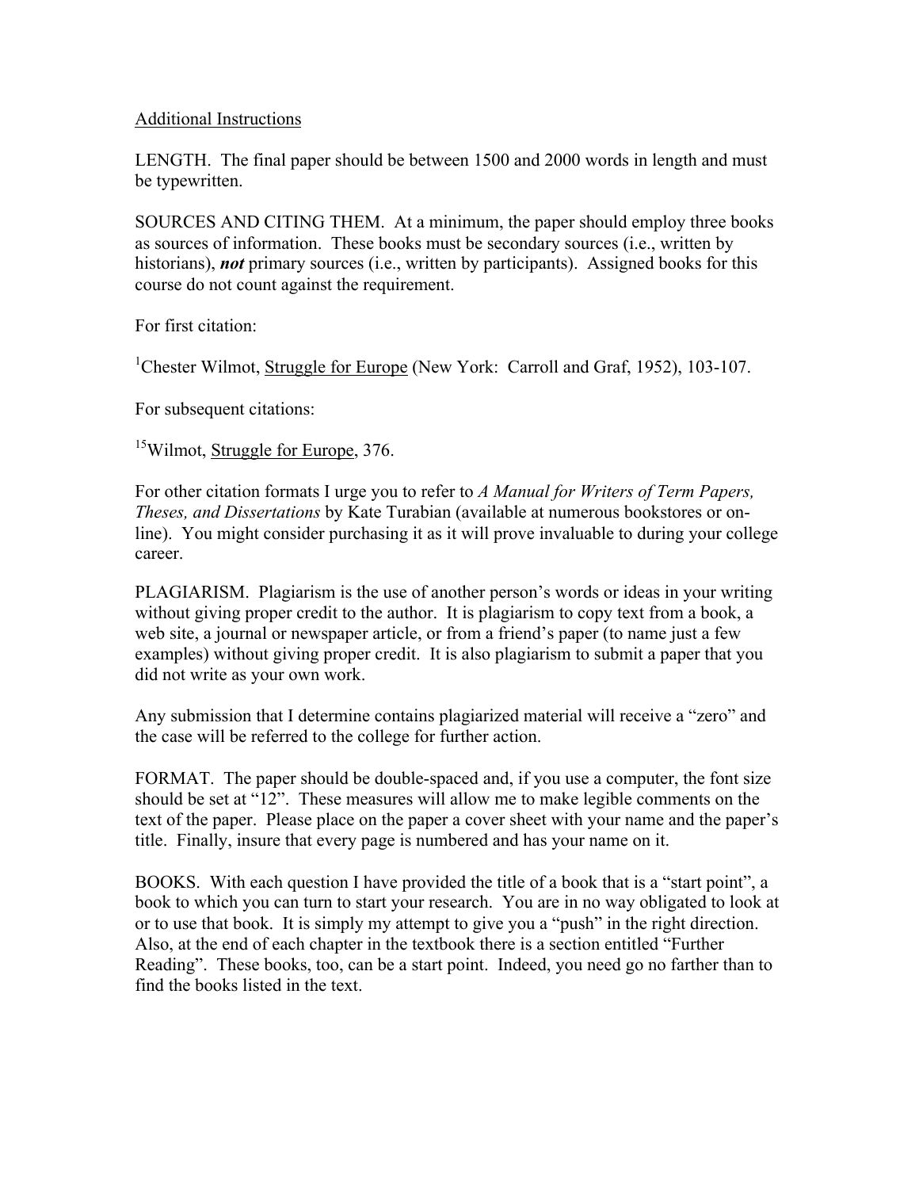Additional Instructions

LENGTH. The final paper should be between 1500 and 2000 words in length and must be typewritten.

SOURCES AND CITING THEM. At a minimum, the paper should employ three books as sources of information. These books must be secondary sources (i.e., written by historians), ***not*** primary sources (i.e., written by participants). Assigned books for this course do not count against the requirement.

For first citation:

[1]Chester Wilmot, Struggle for Europe (New York: Carroll and Graf, 1952), 103-107.

For subsequent citations:

[15]Wilmot, Struggle for Europe, 376.

For other citation formats I urge you to refer to *A Manual for Writers of Term Papers, Theses, and Dissertations* by Kate Turabian (available at numerous bookstores or on-line). You might consider purchasing it as it will prove invaluable to during your college career.

PLAGIARISM. Plagiarism is the use of another person's words or ideas in your writing without giving proper credit to the author. It is plagiarism to copy text from a book, a web site, a journal or newspaper article, or from a friend's paper (to name just a few examples) without giving proper credit. It is also plagiarism to submit a paper that you did not write as your own work.

Any submission that I determine contains plagiarized material will receive a "zero" and the case will be referred to the college for further action.

FORMAT. The paper should be double-spaced and, if you use a computer, the font size should be set at "12". These measures will allow me to make legible comments on the text of the paper. Please place on the paper a cover sheet with your name and the paper's title. Finally, insure that every page is numbered and has your name on it.

BOOKS. With each question I have provided the title of a book that is a "start point", a book to which you can turn to start your research. You are in no way obligated to look at or to use that book. It is simply my attempt to give you a "push" in the right direction. Also, at the end of each chapter in the textbook there is a section entitled "Further Reading". These books, too, can be a start point. Indeed, you need go no farther than to find the books listed in the text.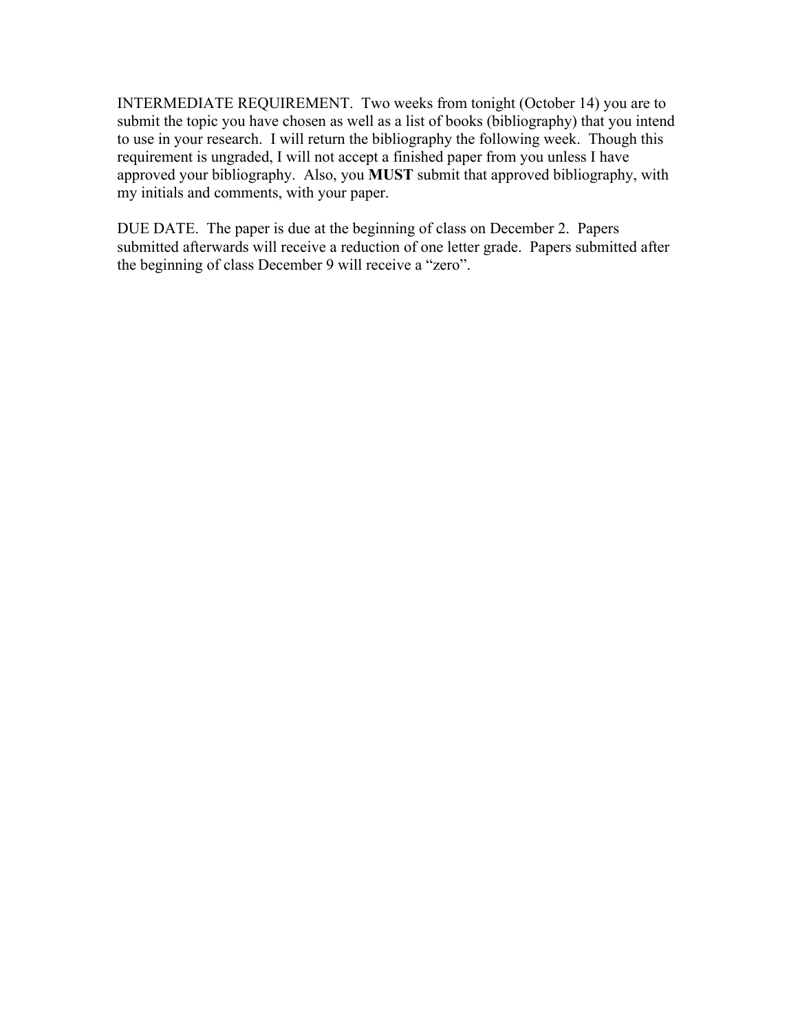INTERMEDIATE REQUIREMENT. Two weeks from tonight (October 14) you are to submit the topic you have chosen as well as a list of books (bibliography) that you intend to use in your research. I will return the bibliography the following week. Though this requirement is ungraded, I will not accept a finished paper from you unless I have approved your bibliography. Also, you **MUST** submit that approved bibliography, with my initials and comments, with your paper.

DUE DATE. The paper is due at the beginning of class on December 2. Papers submitted afterwards will receive a reduction of one letter grade. Papers submitted after the beginning of class December 9 will receive a "zero".